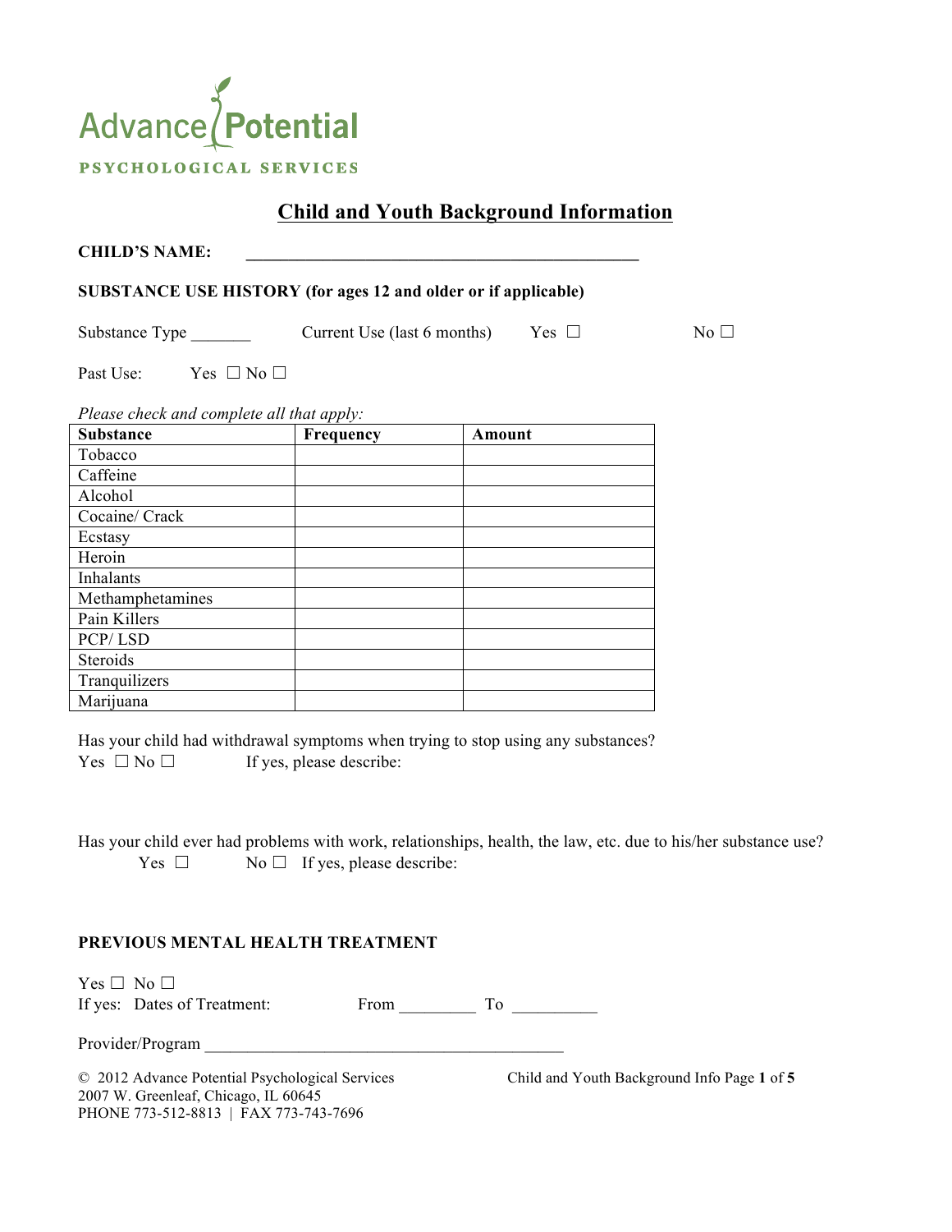Advance Potential

PSYCHOLOGICAL SERVICES

# Child and Youth Background Information

**CHILD'S NAME:** ____________________________________________

**SUBSTANCE USE HISTORY (for ages 12 and older or if applicable)**

Substance Type _______ Current Use (last 6 months) Yes ☐ No ☐

Past Use: Yes ☐ No ☐

*Please check and complete all that apply:*

| Substance | Frequency | Amount |
|---|---|---|
| Tobacco | | |
| Caffeine | | |
| Alcohol | | |
| Cocaine/ Crack | | |
| Ecstasy | | |
| Heroin | | |
| Inhalants | | |
| Methamphetamines | | |
| Pain Killers | | |
| PCP/ LSD | | |
| Steroids | | |
| Tranquilizers | | |
| Marijuana | | |

Has your child had withdrawal symptoms when trying to stop using any substances?
Yes ☐ No ☐ If yes, please describe:

Has your child ever had problems with work, relationships, health, the law, etc. due to his/her substance use?
Yes ☐ No ☐ If yes, please describe:

**PREVIOUS MENTAL HEALTH TREATMENT**

Yes ☐ No ☐
If yes: Dates of Treatment: From _________ To __________

Provider/Program ___________________________________________

© 2012 Advance Potential Psychological Services
2007 W. Greenleaf, Chicago, IL 60645
PHONE 773-512-8813 | FAX 773-743-7696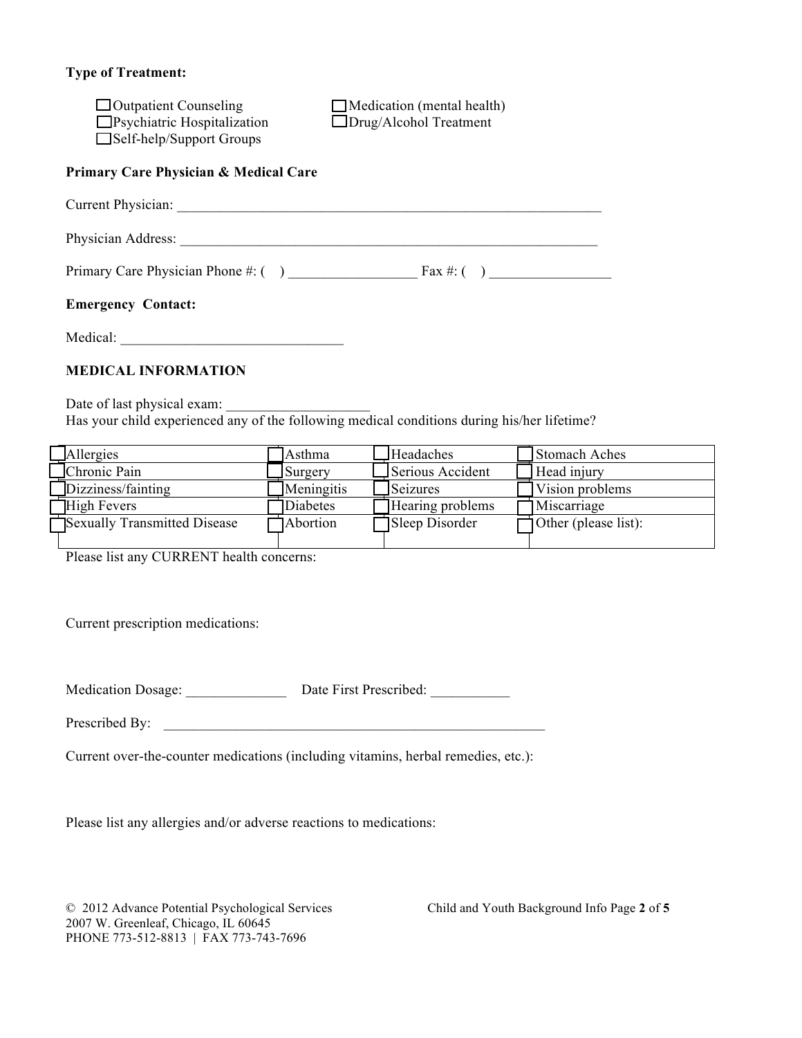**Type of Treatment:**

☐ Outpatient Counseling
☐ Psychiatric Hospitalization
☐ Self-help/Support Groups
☐ Medication (mental health)
☐ Drug/Alcohol Treatment

**Primary Care Physician & Medical Care**

Current Physician: _______________________________________________________________

Physician Address: _______________________________________________________________

Primary Care Physician Phone #: (    ) __________________ Fax #: (    ) _________________

**Emergency Contact:**

Medical: _______________________________

**MEDICAL INFORMATION**

Date of last physical exam: ____________________

Has your child experienced any of the following medical conditions during his/her lifetime?

| | | | |
|---|---|---|---|
| ☐ Allergies | ☐ Asthma | ☐ Headaches | ☐ Stomach Aches |
| ☐ Chronic Pain | ☐ Surgery | ☐ Serious Accident | ☐ Head injury |
| ☐ Dizziness/fainting | ☐ Meningitis | ☐ Seizures | ☐ Vision problems |
| ☐ High Fevers | ☐ Diabetes | ☐ Hearing problems | ☐ Miscarriage |
| ☐ Sexually Transmitted Disease | ☐ Abortion | ☐ Sleep Disorder | ☐ Other (please list): |

Please list any CURRENT health concerns:

Current prescription medications:

Medication Dosage: ______________ Date First Prescribed: ___________

Prescribed By: ________________________________________________________

Current over-the-counter medications (including vitamins, herbal remedies, etc.):

Please list any allergies and/or adverse reactions to medications:

© 2012 Advance Potential Psychological Services
2007 W. Greenleaf, Chicago, IL 60645
PHONE 773-512-8813 | FAX 773-743-7696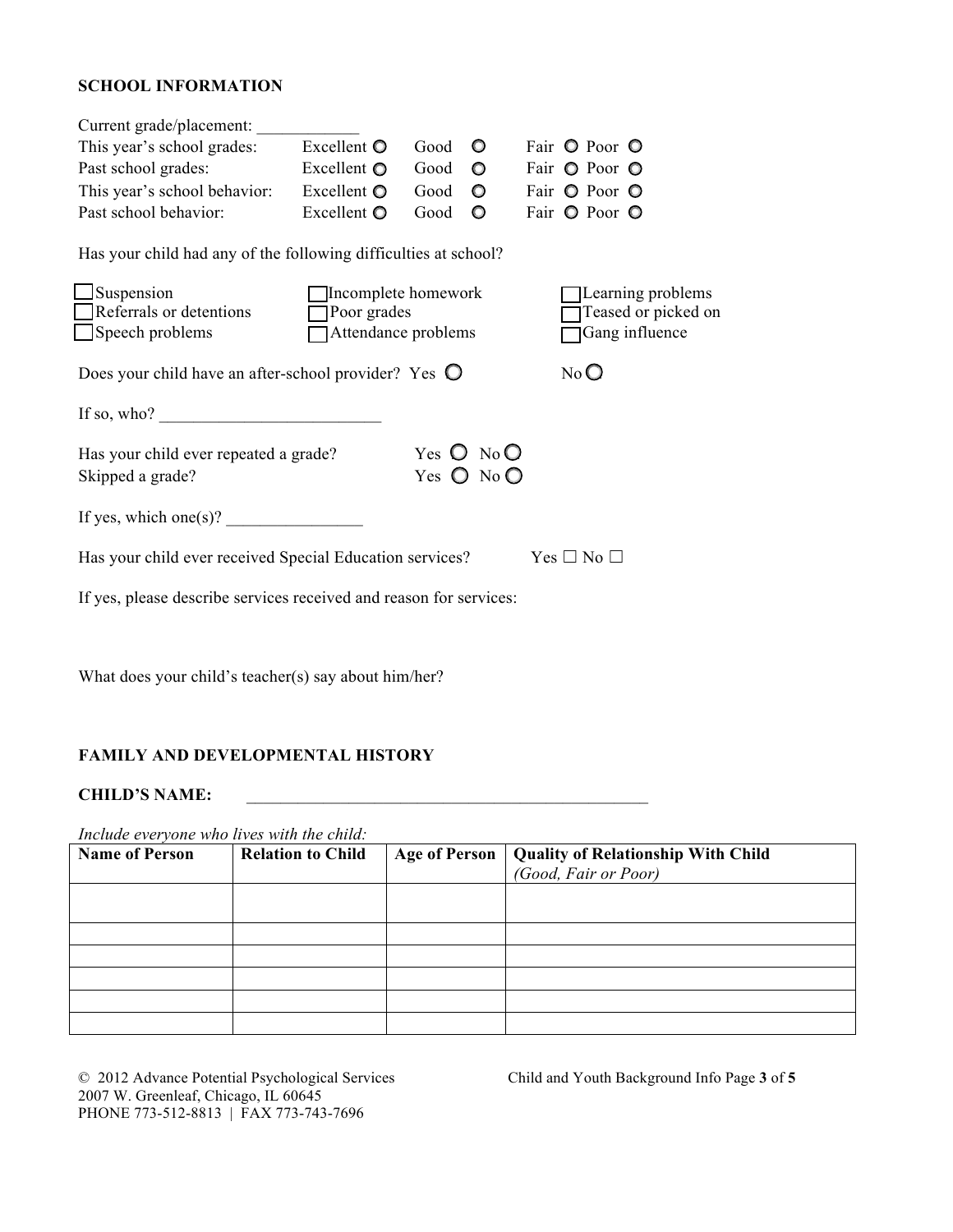**SCHOOL INFORMATION**

Current grade/placement: ____________

This year's school grades: Excellent ○ Good ○ Fair ○ Poor ○

Past school grades: Excellent ○ Good ○ Fair ○ Poor ○

This year's school behavior: Excellent ○ Good ○ Fair ○ Poor ○

Past school behavior: Excellent ○ Good ○ Fair ○ Poor ○

Has your child had any of the following difficulties at school?

☐ Suspension ☐ Incomplete homework ☐ Learning problems
☐ Referrals or detentions ☐ Poor grades ☐ Teased or picked on
☐ Speech problems ☐ Attendance problems ☐ Gang influence

Does your child have an after-school provider? Yes ○ No ○

If so, who? __________________________

Has your child ever repeated a grade? Yes ○ No ○

Skipped a grade? Yes ○ No ○

If yes, which one(s)? ________________

Has your child ever received Special Education services? Yes ☐ No ☐

If yes, please describe services received and reason for services:

What does your child's teacher(s) say about him/her?

**FAMILY AND DEVELOPMENTAL HISTORY**

**CHILD'S NAME:** _________________________________________________

*Include everyone who lives with the child:*

| Name of Person | Relation to Child | Age of Person | Quality of Relationship With Child *(Good, Fair or Poor)* |
|---|---|---|---|
| | | | |
| | | | |
| | | | |
| | | | |
| | | | |
| | | | |

© 2012 Advance Potential Psychological Services
2007 W. Greenleaf, Chicago, IL 60645
PHONE 773-512-8813 | FAX 773-743-7696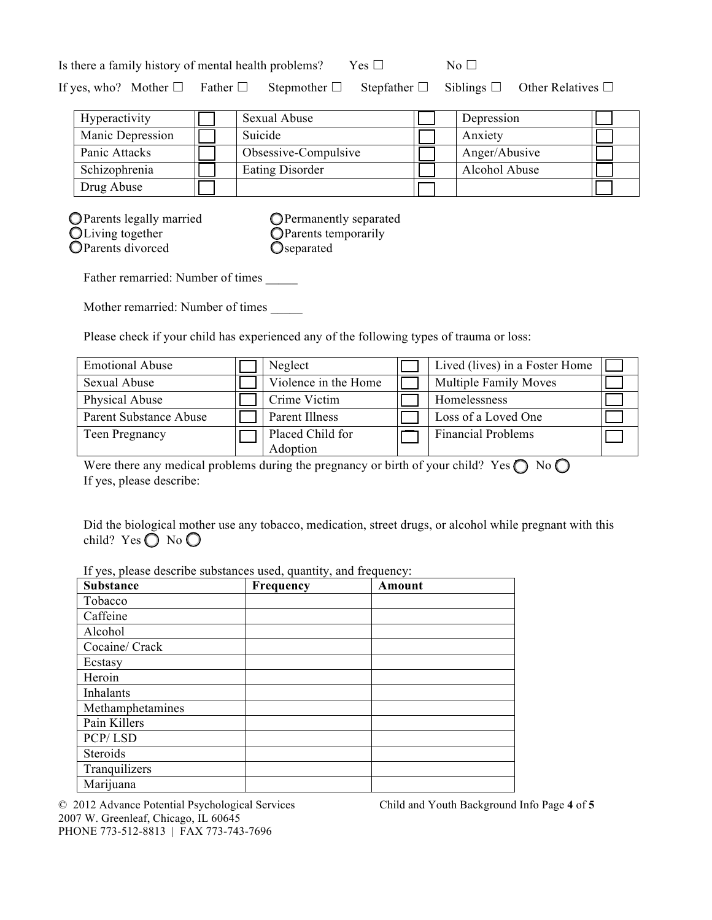Is there a family history of mental health problems? Yes ☐ No ☐

If yes, who? Mother ☐ Father ☐ Stepmother ☐ Stepfather ☐ Siblings ☐ Other Relatives ☐

| | | | | | |
|---|---|---|---|---|---|
| Hyperactivity | ☐ | Sexual Abuse | ☐ | Depression | ☐ |
| Manic Depression | ☐ | Suicide | ☐ | Anxiety | ☐ |
| Panic Attacks | ☐ | Obsessive-Compulsive | ☐ | Anger/Abusive | ☐ |
| Schizophrenia | ☐ | Eating Disorder | ☐ | Alcohol Abuse | ☐ |
| Drug Abuse | ☐ | | ☐ | | ☐ |

◯ Parents legally married
◯ Living together
◯ Parents divorced
◯ Permanently separated
◯ Parents temporarily separated

Father remarried: Number of times _____

Mother remarried: Number of times _____

Please check if your child has experienced any of the following types of trauma or loss:

| | | | | | |
|---|---|---|---|---|---|
| Emotional Abuse | ☐ | Neglect | ☐ | Lived (lives) in a Foster Home | ☐ |
| Sexual Abuse | ☐ | Violence in the Home | ☐ | Multiple Family Moves | ☐ |
| Physical Abuse | ☐ | Crime Victim | ☐ | Homelessness | ☐ |
| Parent Substance Abuse | ☐ | Parent Illness | ☐ | Loss of a Loved One | ☐ |
| Teen Pregnancy | ☐ | Placed Child for Adoption | ☐ | Financial Problems | ☐ |

Were there any medical problems during the pregnancy or birth of your child? Yes ◯ No ◯
If yes, please describe:

Did the biological mother use any tobacco, medication, street drugs, or alcohol while pregnant with this child? Yes ◯ No ◯

If yes, please describe substances used, quantity, and frequency:

| **Substance** | **Frequency** | **Amount** |
|---|---|---|
| Tobacco | | |
| Caffeine | | |
| Alcohol | | |
| Cocaine/ Crack | | |
| Ecstasy | | |
| Heroin | | |
| Inhalants | | |
| Methamphetamines | | |
| Pain Killers | | |
| PCP/ LSD | | |
| Steroids | | |
| Tranquilizers | | |
| Marijuana | | |

© 2012 Advance Potential Psychological Services
2007 W. Greenleaf, Chicago, IL 60645
PHONE 773-512-8813 | FAX 773-743-7696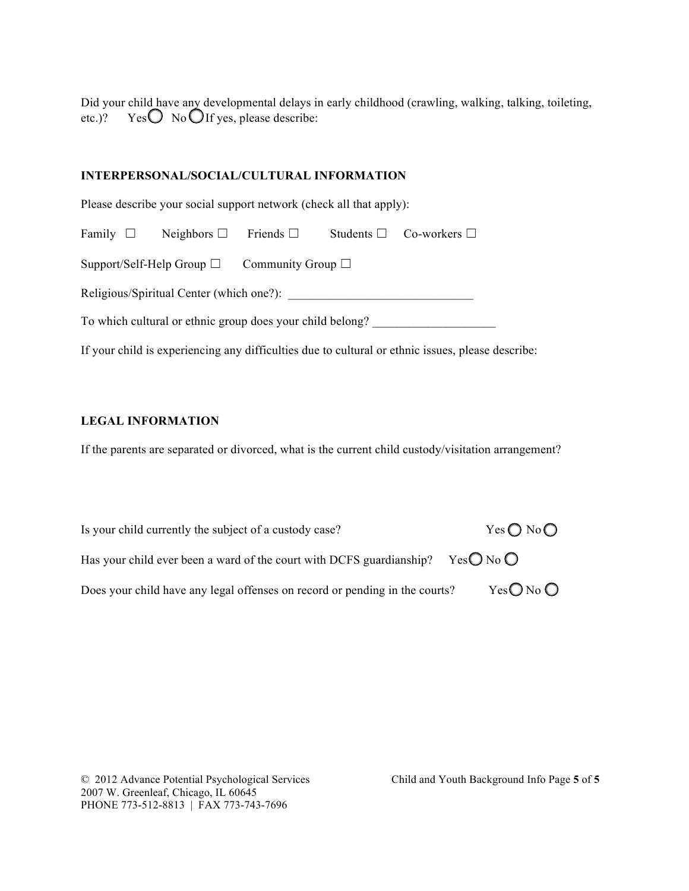Did your child have any developmental delays in early childhood (crawling, walking, talking, toileting, etc.)? Yes ○ No ○ If yes, please describe:

**INTERPERSONAL/SOCIAL/CULTURAL INFORMATION**

Please describe your social support network (check all that apply):

Family ☐ Neighbors ☐ Friends ☐ Students ☐ Co-workers ☐

Support/Self-Help Group ☐ Community Group ☐

Religious/Spiritual Center (which one?): ______________________________

To which cultural or ethnic group does your child belong? ____________________

If your child is experiencing any difficulties due to cultural or ethnic issues, please describe:

**LEGAL INFORMATION**

If the parents are separated or divorced, what is the current child custody/visitation arrangement?

Is your child currently the subject of a custody case? Yes ○ No ○

Has your child ever been a ward of the court with DCFS guardianship? Yes ○ No ○

Does your child have any legal offenses on record or pending in the courts? Yes ○ No ○

© 2012 Advance Potential Psychological Services
2007 W. Greenleaf, Chicago, IL 60645
PHONE 773-512-8813 | FAX 773-743-7696